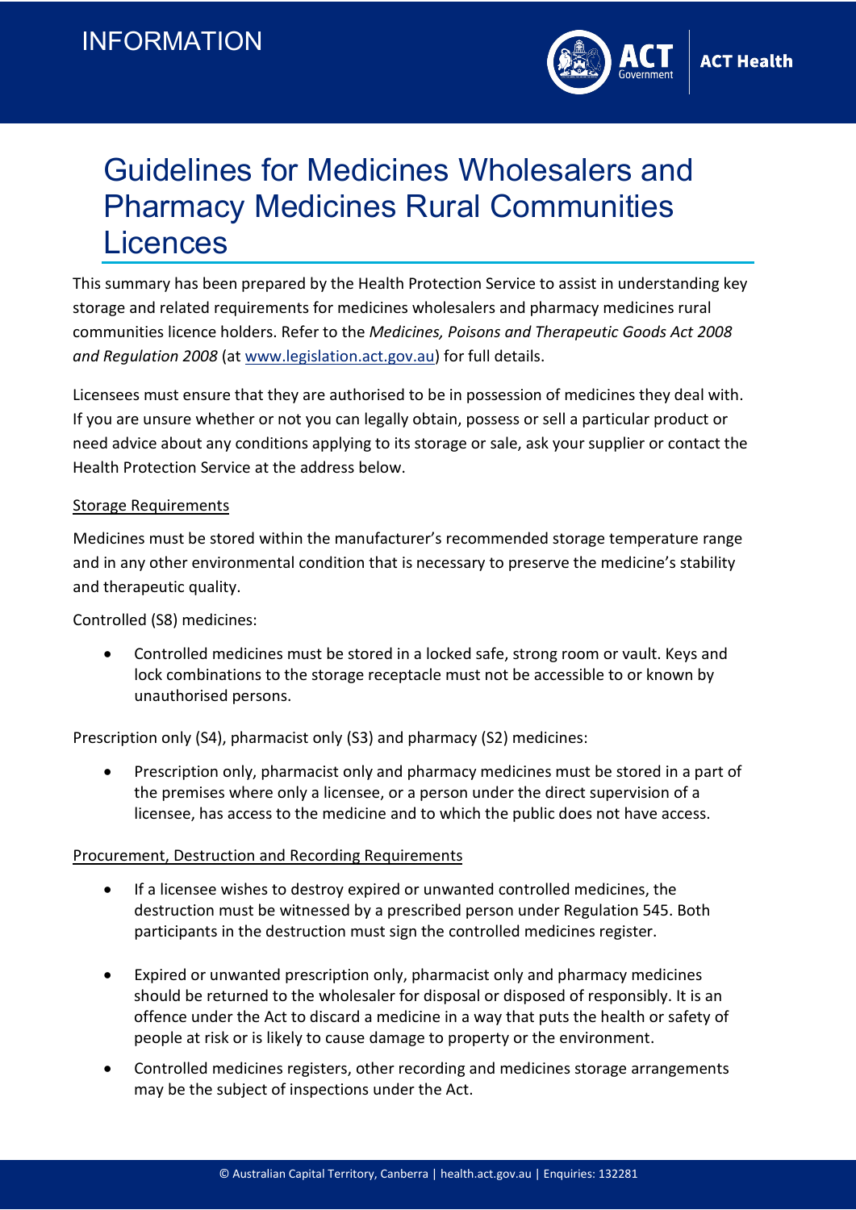INFORMATION

# Guidelines for Medicines Wholesalers and Pharmacy Medicines Rural Communities Licences

This summary has been prepared by the Health Protection Service to assist in understanding key storage and related requirements for medicines wholesalers and pharmacy medicines rural communities licence holders. Refer to the *Medicines, Poisons and Therapeutic Goods Act 2008 and Regulation 2008* (at [www.legislation.act.gov.au](www.legislation.act.gov.au)) for full details.

Licensees must ensure that they are authorised to be in possession of medicines they deal with. If you are unsure whether or not you can legally obtain, possess or sell a particular product or need advice about any conditions applying to its storage or sale, ask your supplier or contact the Health Protection Service at the address below.

## Storage Requirements

Medicines must be stored within the manufacturer's recommended storage temperature range and in any other environmental condition that is necessary to preserve the medicine's stability and therapeutic quality.

Controlled (S8) medicines:

- Controlled medicines must be stored in a locked safe, strong room or vault. Keys and lock combinations to the storage receptacle must not be accessible to or known by unauthorised persons.

Prescription only (S4), pharmacist only (S3) and pharmacy (S2) medicines:

- Prescription only, pharmacist only and pharmacy medicines must be stored in a part of the premises where only a licensee, or a person under the direct supervision of a licensee, has access to the medicine and to which the public does not have access.

## Procurement, Destruction and Recording Requirements

- If a licensee wishes to destroy expired or unwanted controlled medicines, the destruction must be witnessed by a prescribed person under Regulation 545. Both participants in the destruction must sign the controlled medicines register.
- Expired or unwanted prescription only, pharmacist only and pharmacy medicines should be returned to the wholesaler for disposal or disposed of responsibly. It is an offence under the Act to discard a medicine in a way that puts the health or safety of people at risk or is likely to cause damage to property or the environment.
- Controlled medicines registers, other recording and medicines storage arrangements may be the subject of inspections under the Act.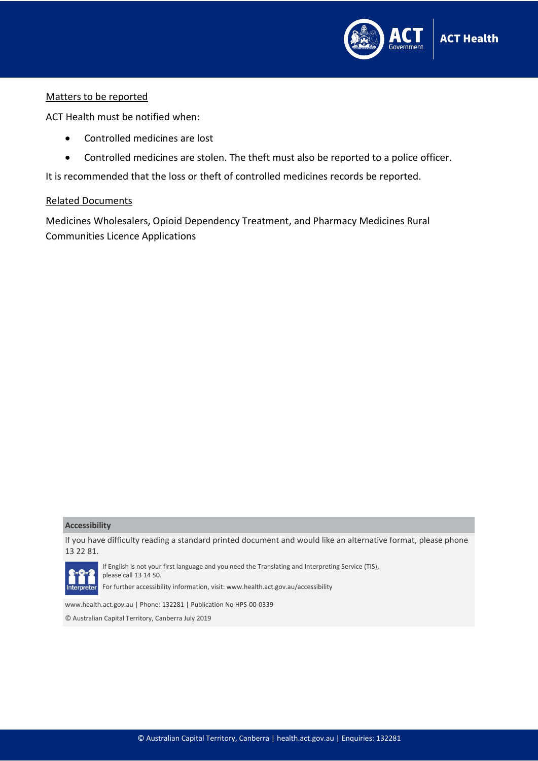Matters to be reported

ACT Health must be notified when:

- Controlled medicines are lost
- Controlled medicines are stolen. The theft must also be reported to a police officer.

It is recommended that the loss or theft of controlled medicines records be reported.

Related Documents

Medicines Wholesalers, Opioid Dependency Treatment, and Pharmacy Medicines Rural Communities Licence Applications

**Accessibility**

If you have difficulty reading a standard printed document and would like an alternative format, please phone 13 22 81.

If English is not your first language and you need the Translating and Interpreting Service (TIS), please call 13 14 50.

For further accessibility information, visit: www.health.act.gov.au/accessibility

www.health.act.gov.au | Phone: 132281 | Publication No HPS-00-0339

© Australian Capital Territory, Canberra July 2019